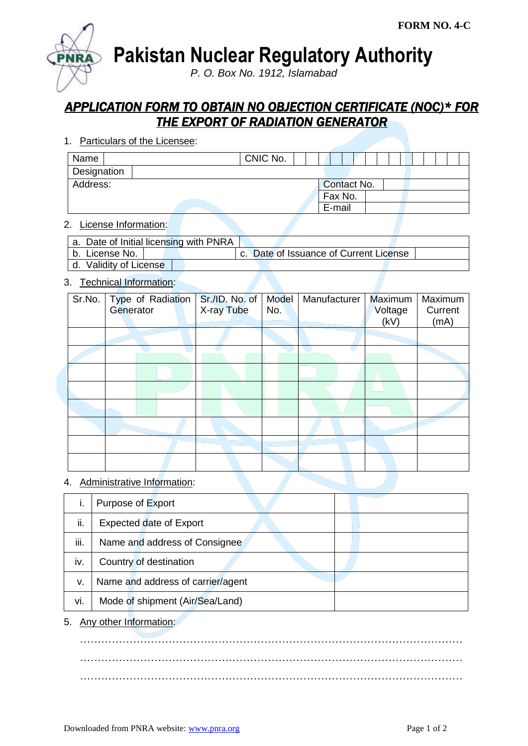**FORM NO. 4-C**

# Pakistan Nuclear Regulatory Authority

*P. O. Box No. 1912, Islamabad*

## *APPLICATION FORM TO OBTAIN NO OBJECTION CERTIFICATE (NOC)* FOR THE EXPORT OF RADIATION GENERATOR*

1. Particulars of the Licensee:

| Name | | CNIC No. | |
|---|---|---|---|
| Designation | | | |
| Address: | | Contact No. | |
| | | Fax No. | |
| | | E-mail | |

2. License Information:

| a. Date of Initial licensing with PNRA | | | |
|---|---|---|---|
| b. License No. | | c. Date of Issuance of Current License | |
| d. Validity of License | | | |

3. Technical Information:

| Sr.No. | Type of Radiation Generator | Sr./ID. No. of X-ray Tube | Model No. | Manufacturer | Maximum Voltage (kV) | Maximum Current (mA) |
|---|---|---|---|---|---|---|
| | | | | | | |
| | | | | | | |
| | | | | | | |
| | | | | | | |
| | | | | | | |
| | | | | | | |
| | | | | | | |
| | | | | | | |

4. Administrative Information:

| | | |
|---|---|---|
| i. | Purpose of Export | |
| ii. | Expected date of Export | |
| iii. | Name and address of Consignee | |
| iv. | Country of destination | |
| v. | Name and address of carrier/agent | |
| vi. | Mode of shipment (Air/Sea/Land) | |

5. Any other Information:

……………………………………………………………………………………………

……………………………………………………………………………………………

……………………………………………………………………………………………

Downloaded from PNRA website: www.pnra.org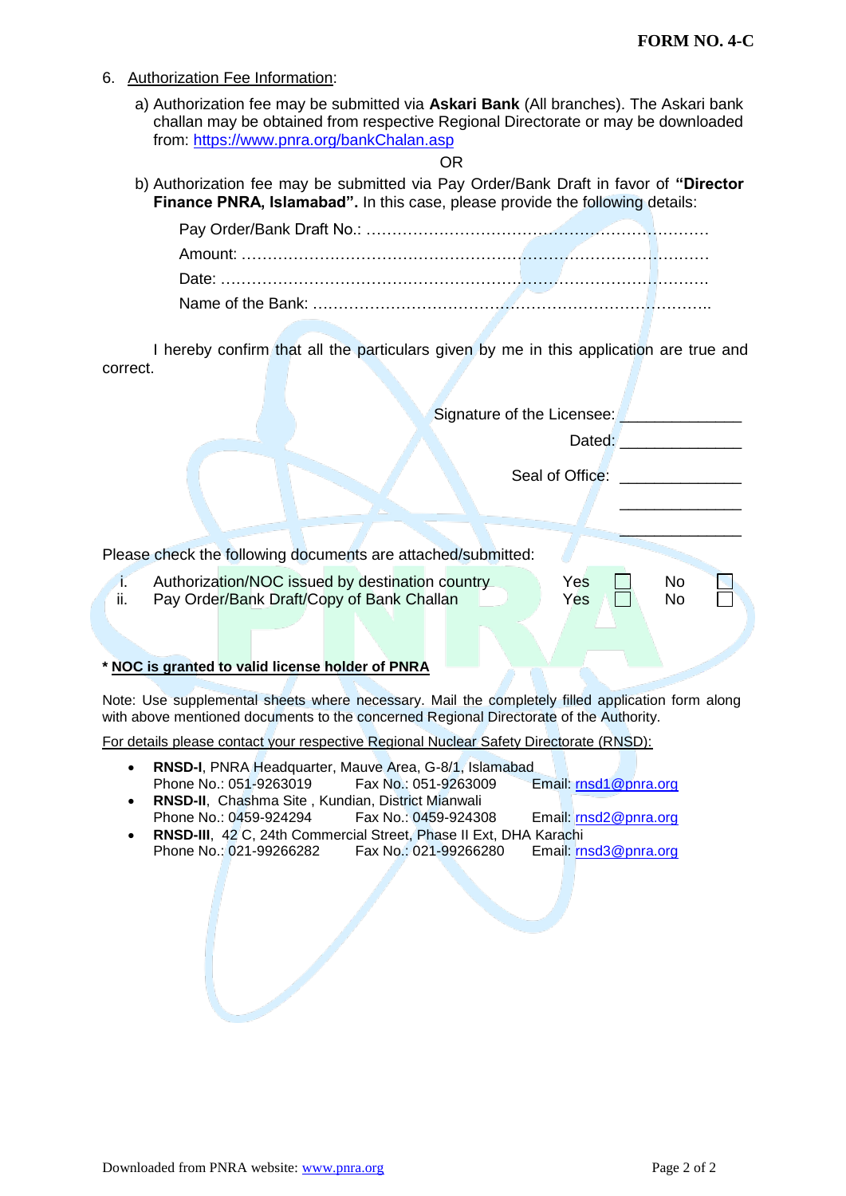FORM NO. 4-C

6. Authorization Fee Information:

   a) Authorization fee may be submitted via **Askari Bank** (All branches). The Askari bank challan may be obtained from respective Regional Directorate or may be downloaded from: https://www.pnra.org/bankChalan.asp

   OR

   b) Authorization fee may be submitted via Pay Order/Bank Draft in favor of **"Director Finance PNRA, Islamabad".** In this case, please provide the following details:

      Pay Order/Bank Draft No.: ……………………………………………………………

      Amount: ……………………………………………………………………………

      Date: ………………………………………………………………………………

      Name of the Bank: ……………………………………………………………………..

I hereby confirm that all the particulars given by me in this application are true and correct.

Signature of the Licensee: ______________

Dated: ______________

Seal of Office: ______________

______________

______________

Please check the following documents are attached/submitted:

| | | | | | |
|---|---|---|---|---|---|
| i. | Authorization/NOC issued by destination country | Yes | ☐ | No | ☐ |
| ii. | Pay Order/Bank Draft/Copy of Bank Challan | Yes | ☐ | No | ☐ |

**\* NOC is granted to valid license holder of PNRA**

Note: Use supplemental sheets where necessary. Mail the completely filled application form along with above mentioned documents to the concerned Regional Directorate of the Authority.

For details please contact your respective Regional Nuclear Safety Directorate (RNSD):

- **RNSD-I**, PNRA Headquarter, Mauve Area, G-8/1, Islamabad
  Phone No.: 051-9263019 Fax No.: 051-9263009 Email: rnsd1@pnra.org
- **RNSD-II**, Chashma Site , Kundian, District Mianwali
  Phone No.: 0459-924294 Fax No.: 0459-924308 Email: rnsd2@pnra.org
- **RNSD-III**, 42 C, 24th Commercial Street, Phase II Ext, DHA Karachi
  Phone No.: 021-99266282 Fax No.: 021-99266280 Email: rnsd3@pnra.org

Downloaded from PNRA website: www.pnra.org